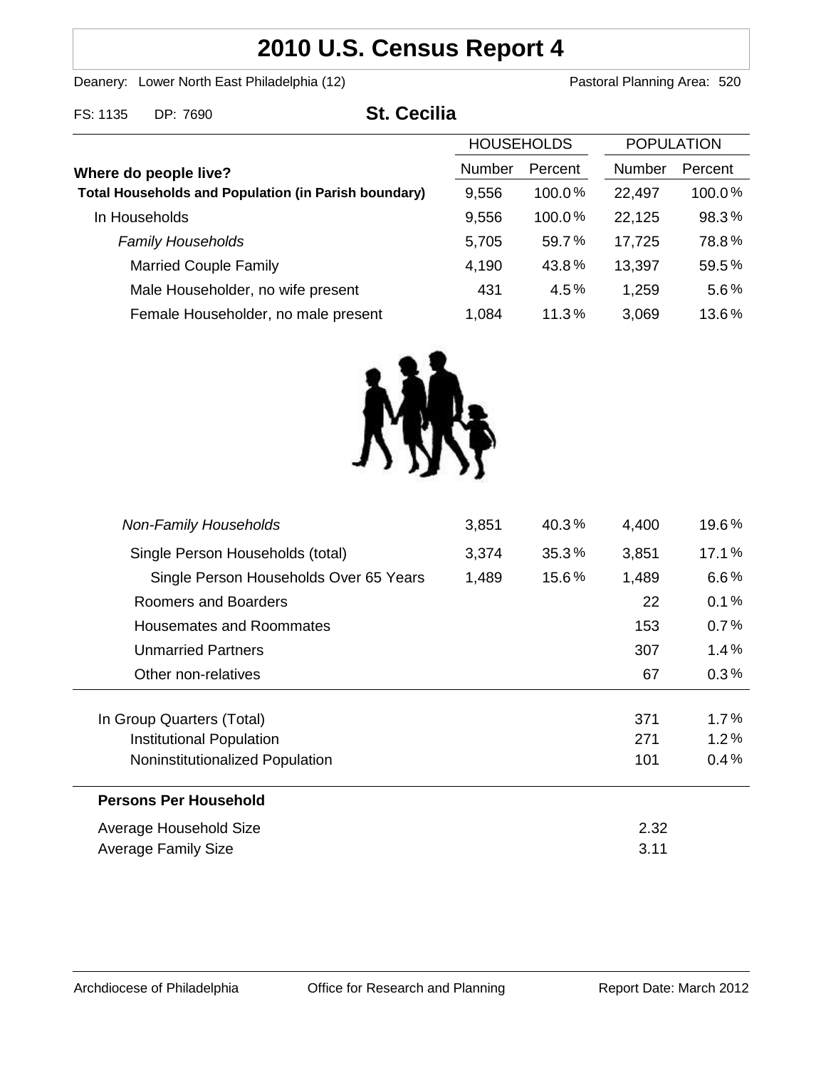# 2010 U.S. Census Report 4

Deanery: Lower North East Philadelphia (12) Pastoral Planning Area: 520

FS: 1135 DP: 7690

## St. Cecilia

| Where do people live? | HOUSEHOLDS Number | HOUSEHOLDS Percent | POPULATION Number | POPULATION Percent |
|---|---|---|---|---|
| **Total Households and Population (in Parish boundary)** | 9,556 | 100.0% | 22,497 | 100.0% |
| In Households | 9,556 | 100.0% | 22,125 | 98.3% |
| *Family Households* | 5,705 | 59.7% | 17,725 | 78.8% |
| Married Couple Family | 4,190 | 43.8% | 13,397 | 59.5% |
| Male Householder, no wife present | 431 | 4.5% | 1,259 | 5.6% |
| Female Householder, no male present | 1,084 | 11.3% | 3,069 | 13.6% |
| *Non-Family Households* | 3,851 | 40.3% | 4,400 | 19.6% |
| Single Person Households (total) | 3,374 | 35.3% | 3,851 | 17.1% |
| Single Person Households Over 65 Years | 1,489 | 15.6% | 1,489 | 6.6% |
| Roomers and Boarders | | | 22 | 0.1% |
| Housemates and Roommates | | | 153 | 0.7% |
| Unmarried Partners | | | 307 | 1.4% |
| Other non-relatives | | | 67 | 0.3% |
| In Group Quarters (Total) | | | 371 | 1.7% |
| Institutional Population | | | 271 | 1.2% |
| Noninstitutionalized Population | | | 101 | 0.4% |

**Persons Per Household**

| | |
|---|---|
| Average Household Size | 2.32 |
| Average Family Size | 3.11 |

Archdiocese of Philadelphia Office for Research and Planning Report Date: March 2012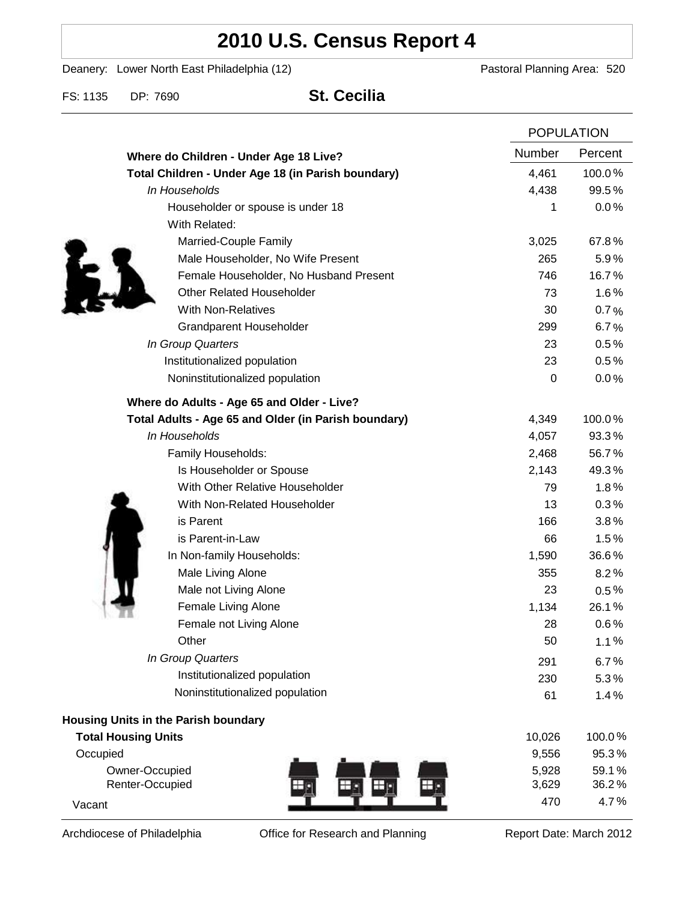# 2010 U.S. Census Report 4

Deanery: Lower North East Philadelphia (12) Pastoral Planning Area: 520

FS: 1135 DP: 7690

## St. Cecilia

| | POPULATION | |
|---|---|---|
| **Where do Children - Under Age 18 Live?** | **Number** | **Percent** |
| **Total Children - Under Age 18 (in Parish boundary)** | 4,461 | 100.0% |
| *In Households* | 4,438 | 99.5% |
| Householder or spouse is under 18 | 1 | 0.0% |
| With Related: | | |
| Married-Couple Family | 3,025 | 67.8% |
| Male Householder, No Wife Present | 265 | 5.9% |
| Female Householder, No Husband Present | 746 | 16.7% |
| Other Related Householder | 73 | 1.6% |
| With Non-Relatives | 30 | 0.7% |
| Grandparent Householder | 299 | 6.7% |
| *In Group Quarters* | 23 | 0.5% |
| Institutionalized population | 23 | 0.5% |
| Noninstitutionalized population | 0 | 0.0% |
| **Where do Adults - Age 65 and Older - Live?** | | |
| **Total Adults - Age 65 and Older (in Parish boundary)** | 4,349 | 100.0% |
| *In Households* | 4,057 | 93.3% |
| Family Households: | 2,468 | 56.7% |
| Is Householder or Spouse | 2,143 | 49.3% |
| With Other Relative Householder | 79 | 1.8% |
| With Non-Related Householder | 13 | 0.3% |
| is Parent | 166 | 3.8% |
| is Parent-in-Law | 66 | 1.5% |
| In Non-family Households: | 1,590 | 36.6% |
| Male Living Alone | 355 | 8.2% |
| Male not Living Alone | 23 | 0.5% |
| Female Living Alone | 1,134 | 26.1% |
| Female not Living Alone | 28 | 0.6% |
| Other | 50 | 1.1% |
| *In Group Quarters* | 291 | 6.7% |
| Institutionalized population | 230 | 5.3% |
| Noninstitutionalized population | 61 | 1.4% |

**Housing Units in the Parish boundary**

| | Number | Percent |
|---|---|---|
| **Total Housing Units** | 10,026 | 100.0% |
| Occupied | 9,556 | 95.3% |
| Owner-Occupied | 5,928 | 59.1% |
| Renter-Occupied | 3,629 | 36.2% |
| Vacant | 470 | 4.7% |

Archdiocese of Philadelphia Office for Research and Planning Report Date: March 2012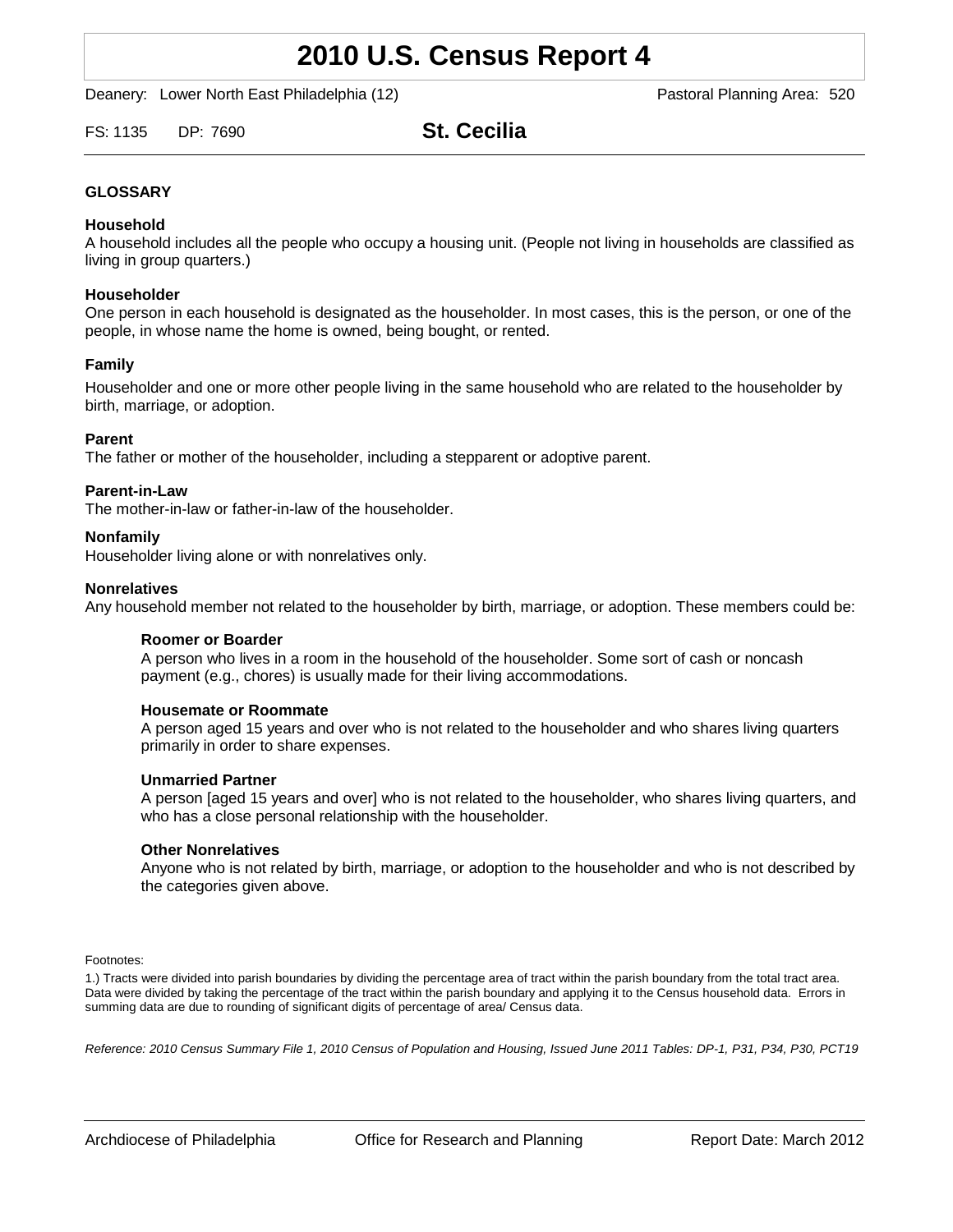# 2010 U.S. Census Report 4

Deanery: Lower North East Philadelphia (12) Pastoral Planning Area: 520

FS: 1135 DP: 7690

## St. Cecilia

### GLOSSARY

**Household**
A household includes all the people who occupy a housing unit. (People not living in households are classified as living in group quarters.)

**Householder**
One person in each household is designated as the householder. In most cases, this is the person, or one of the people, in whose name the home is owned, being bought, or rented.

**Family**
Householder and one or more other people living in the same household who are related to the householder by birth, marriage, or adoption.

**Parent**
The father or mother of the householder, including a stepparent or adoptive parent.

**Parent-in-Law**
The mother-in-law or father-in-law of the householder.

**Nonfamily**
Householder living alone or with nonrelatives only.

**Nonrelatives**
Any household member not related to the householder by birth, marriage, or adoption. These members could be:

**Roomer or Boarder**
A person who lives in a room in the household of the householder. Some sort of cash or noncash payment (e.g., chores) is usually made for their living accommodations.

**Housemate or Roommate**
A person aged 15 years and over who is not related to the householder and who shares living quarters primarily in order to share expenses.

**Unmarried Partner**
A person [aged 15 years and over] who is not related to the householder, who shares living quarters, and who has a close personal relationship with the householder.

**Other Nonrelatives**
Anyone who is not related by birth, marriage, or adoption to the householder and who is not described by the categories given above.

Footnotes:

1.) Tracts were divided into parish boundaries by dividing the percentage area of tract within the parish boundary from the total tract area. Data were divided by taking the percentage of the tract within the parish boundary and applying it to the Census household data. Errors in summing data are due to rounding of significant digits of percentage of area/ Census data.

*Reference: 2010 Census Summary File 1, 2010 Census of Population and Housing, Issued June 2011 Tables: DP-1, P31, P34, P30, PCT19*

Archdiocese of Philadelphia Office for Research and Planning Report Date: March 2012